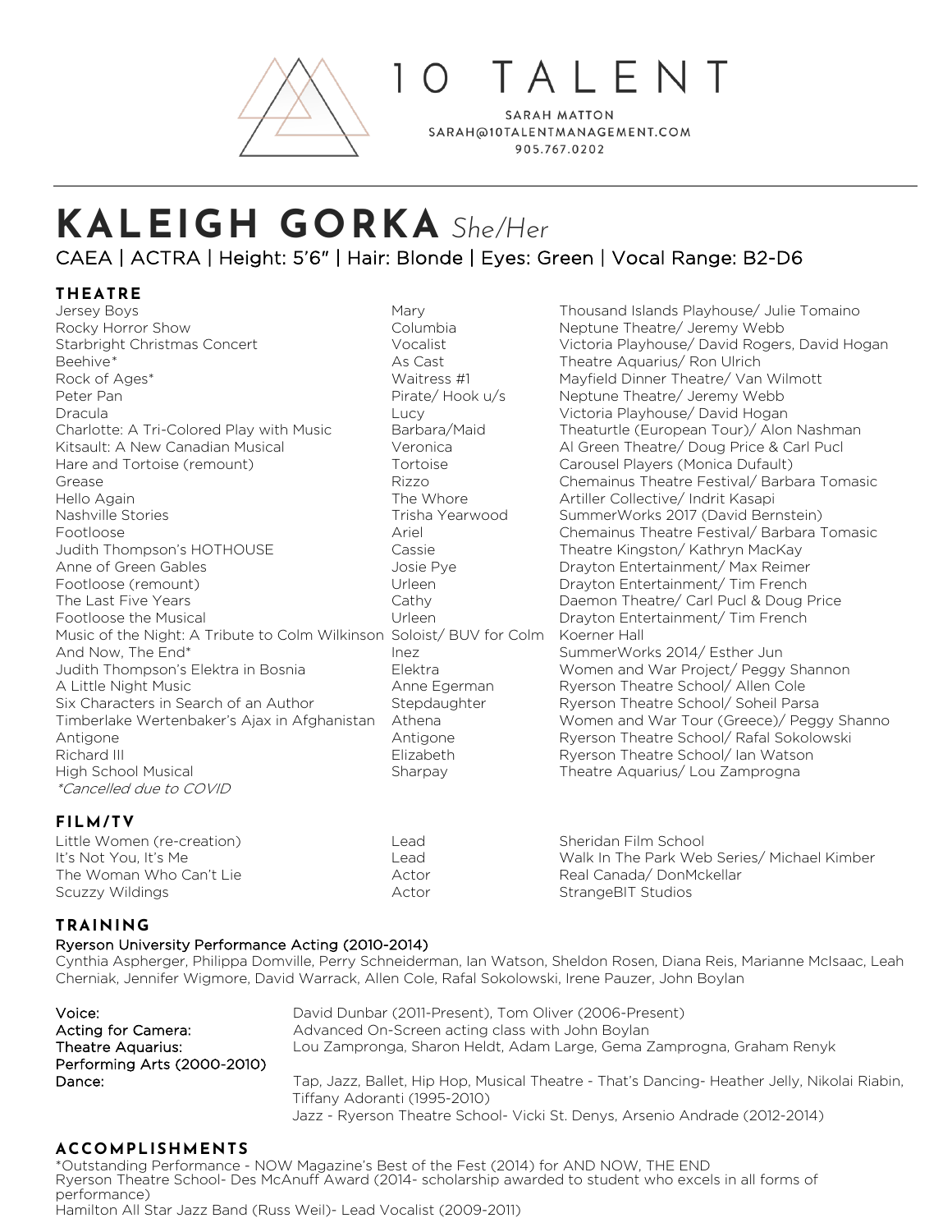10 TALENT

SARAH MATTON
SARAH@10TALENTMANAGEMENT.COM
905.767.0202

# KALEIGH GORKA *She/Her*

CAEA | ACTRA | Height: 5'6" | Hair: Blonde | Eyes: Green | Vocal Range: B2-D6

## THEATRE

| | | |
|---|---|---|
| Jersey Boys | Mary | Thousand Islands Playhouse/ Julie Tomaino |
| Rocky Horror Show | Columbia | Neptune Theatre/ Jeremy Webb |
| Starbright Christmas Concert | Vocalist | Victoria Playhouse/ David Rogers, David Hogan |
| Beehive* | As Cast | Theatre Aquarius/ Ron Ulrich |
| Rock of Ages* | Waitress #1 | Mayfield Dinner Theatre/ Van Wilmott |
| Peter Pan | Pirate/ Hook u/s | Neptune Theatre/ Jeremy Webb |
| Dracula | Lucy | Victoria Playhouse/ David Hogan |
| Charlotte: A Tri-Colored Play with Music | Barbara/Maid | Theaturtle (European Tour)/ Alon Nashman |
| Kitsault: A New Canadian Musical | Veronica | Al Green Theatre/ Doug Price & Carl Pucl |
| Hare and Tortoise (remount) | Tortoise | Carousel Players (Monica Dufault) |
| Grease | Rizzo | Chemainus Theatre Festival/ Barbara Tomasic |
| Hello Again | The Whore | Artiller Collective/ Indrit Kasapi |
| Nashville Stories | Trisha Yearwood | SummerWorks 2017 (David Bernstein) |
| Footloose | Ariel | Chemainus Theatre Festival/ Barbara Tomasic |
| Judith Thompson's HOTHOUSE | Cassie | Theatre Kingston/ Kathryn MacKay |
| Anne of Green Gables | Josie Pye | Drayton Entertainment/ Max Reimer |
| Footloose (remount) | Urleen | Drayton Entertainment/ Tim French |
| The Last Five Years | Cathy | Daemon Theatre/ Carl Pucl & Doug Price |
| Footloose the Musical | Urleen | Drayton Entertainment/ Tim French |
| Music of the Night: A Tribute to Colm Wilkinson | Soloist/ BUV for Colm | Koerner Hall |
| And Now, The End* | Inez | SummerWorks 2014/ Esther Jun |
| Judith Thompson's Elektra in Bosnia | Elektra | Women and War Project/ Peggy Shannon |
| A Little Night Music | Anne Egerman | Ryerson Theatre School/ Allen Cole |
| Six Characters in Search of an Author | Stepdaughter | Ryerson Theatre School/ Soheil Parsa |
| Timberlake Wertenbaker's Ajax in Afghanistan | Athena | Women and War Tour (Greece)/ Peggy Shanno |
| Antigone | Antigone | Ryerson Theatre School/ Rafal Sokolowski |
| Richard III | Elizabeth | Ryerson Theatre School/ Ian Watson |
| High School Musical | Sharpay | Theatre Aquarius/ Lou Zamprogna |

*\*Cancelled due to COVID*

## FILM/TV

| | | |
|---|---|---|
| Little Women (re-creation) | Lead | Sheridan Film School |
| It's Not You, It's Me | Lead | Walk In The Park Web Series/ Michael Kimber |
| The Woman Who Can't Lie | Actor | Real Canada/ DonMckellar |
| Scuzzy Wildings | Actor | StrangeBIT Studios |

## TRAINING

Ryerson University Performance Acting (2010-2014)
Cynthia Aspherger, Philippa Domville, Perry Schneiderman, Ian Watson, Sheldon Rosen, Diana Reis, Marianne McIsaac, Leah Cherniak, Jennifer Wigmore, David Warrack, Allen Cole, Rafal Sokolowski, Irene Pauzer, John Boylan

| | |
|---|---|
| Voice: | David Dunbar (2011-Present), Tom Oliver (2006-Present) |
| Acting for Camera: | Advanced On-Screen acting class with John Boylan |
| Theatre Aquarius: Performing Arts (2000-2010) | Lou Zampronga, Sharon Heldt, Adam Large, Gema Zamprogna, Graham Renyk |
| Dance: | Tap, Jazz, Ballet, Hip Hop, Musical Theatre - That's Dancing- Heather Jelly, Nikolai Riabin, Tiffany Adoranti (1995-2010)<br>Jazz - Ryerson Theatre School- Vicki St. Denys, Arsenio Andrade (2012-2014) |

## ACCOMPLISHMENTS

*Outstanding Performance - NOW Magazine's Best of the Fest (2014) for AND NOW, THE END
Ryerson Theatre School- Des McAnuff Award (2014- scholarship awarded to student who excels in all forms of performance)
Hamilton All Star Jazz Band (Russ Weil)- Lead Vocalist (2009-2011)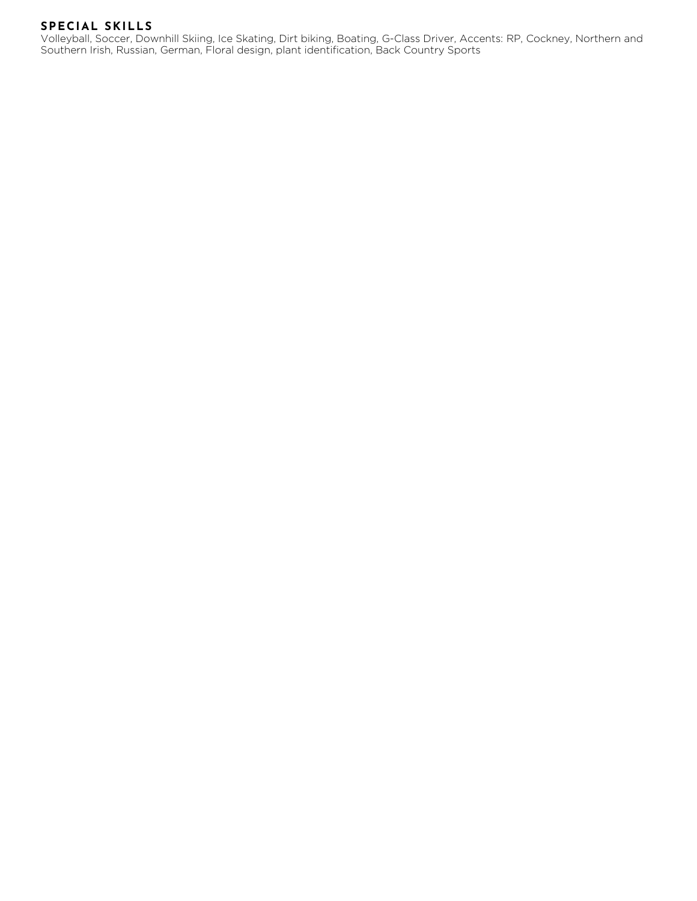## SPECIAL SKILLS

Volleyball, Soccer, Downhill Skiing, Ice Skating, Dirt biking, Boating, G-Class Driver, Accents: RP, Cockney, Northern and Southern Irish, Russian, German, Floral design, plant identification, Back Country Sports